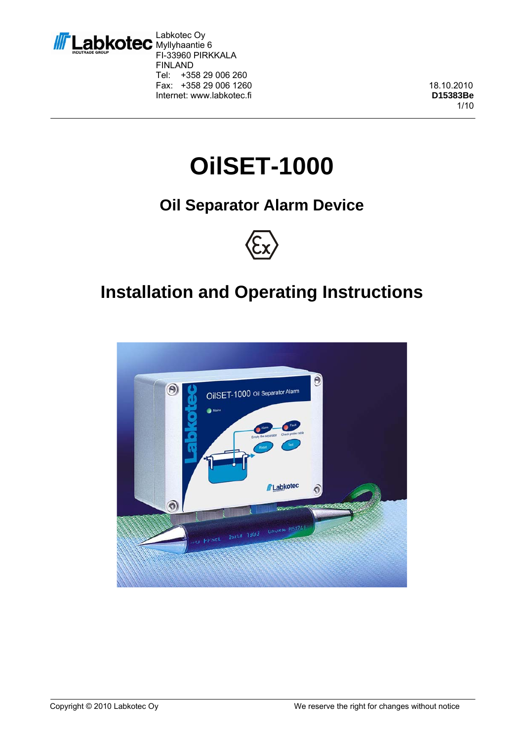Labkotec Oy
Myllyhaantie 6
FI-33960 PIRKKALA
FINLAND
Tel: +358 29 006 260
Fax: +358 29 006 1260
Internet: www.labkotec.fi

18.10.2010
**D15383Be**

# OilSET-1000

## Oil Separator Alarm Device

## Installation and Operating Instructions

Copyright © 2010 Labkotec Oy

We reserve the right for changes without notice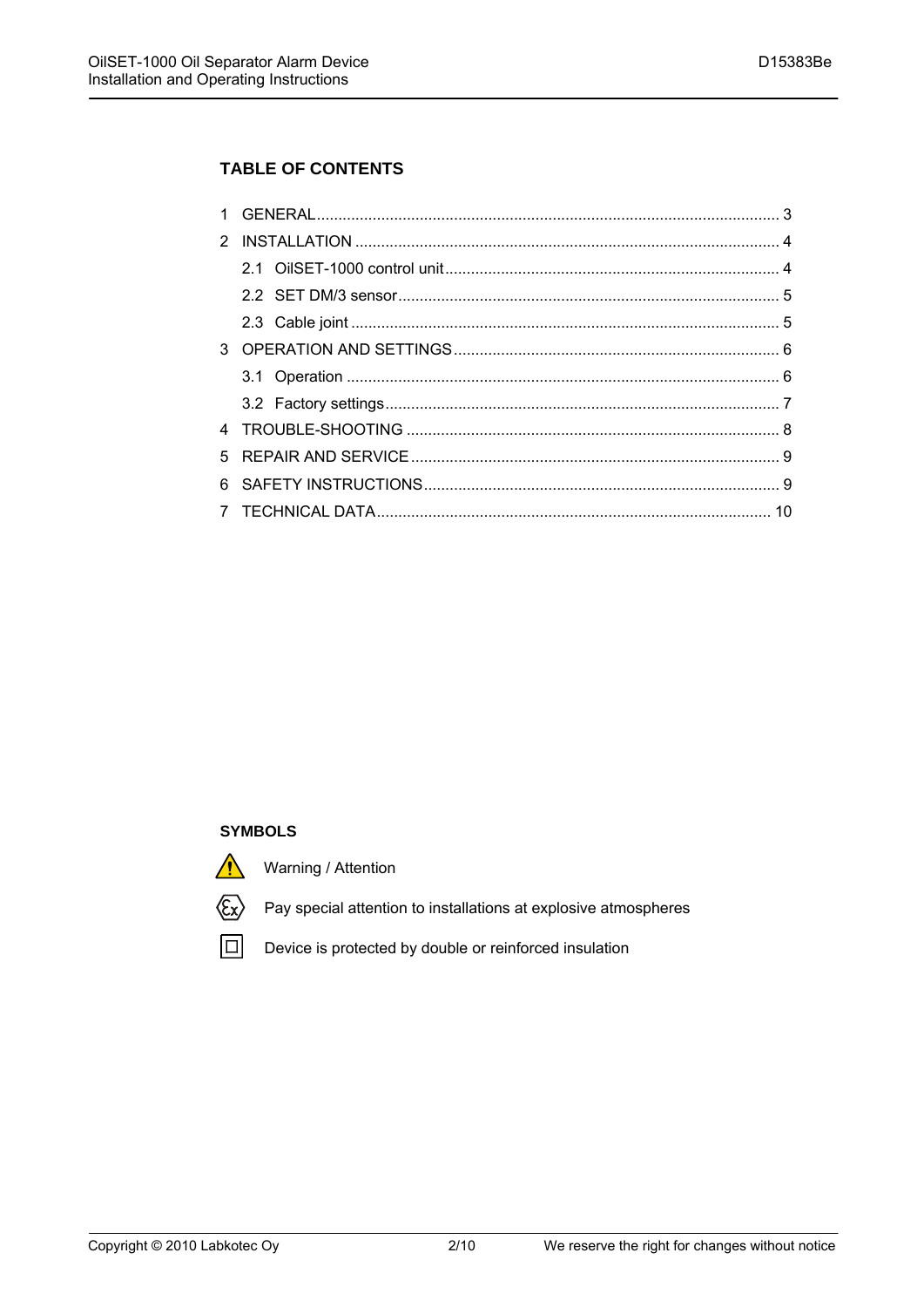## TABLE OF CONTENTS

1 GENERAL .......... 3
2 INSTALLATION .......... 4
  2.1 OilSET-1000 control unit .......... 4
  2.2 SET DM/3 sensor .......... 5
  2.3 Cable joint .......... 5
3 OPERATION AND SETTINGS .......... 6
  3.1 Operation .......... 6
  3.2 Factory settings .......... 7
4 TROUBLE-SHOOTING .......... 8
5 REPAIR AND SERVICE .......... 9
6 SAFETY INSTRUCTIONS .......... 9
7 TECHNICAL DATA .......... 10

**SYMBOLS**

⚠ Warning / Attention

Ex Pay special attention to installations at explosive atmospheres

⧈ Device is protected by double or reinforced insulation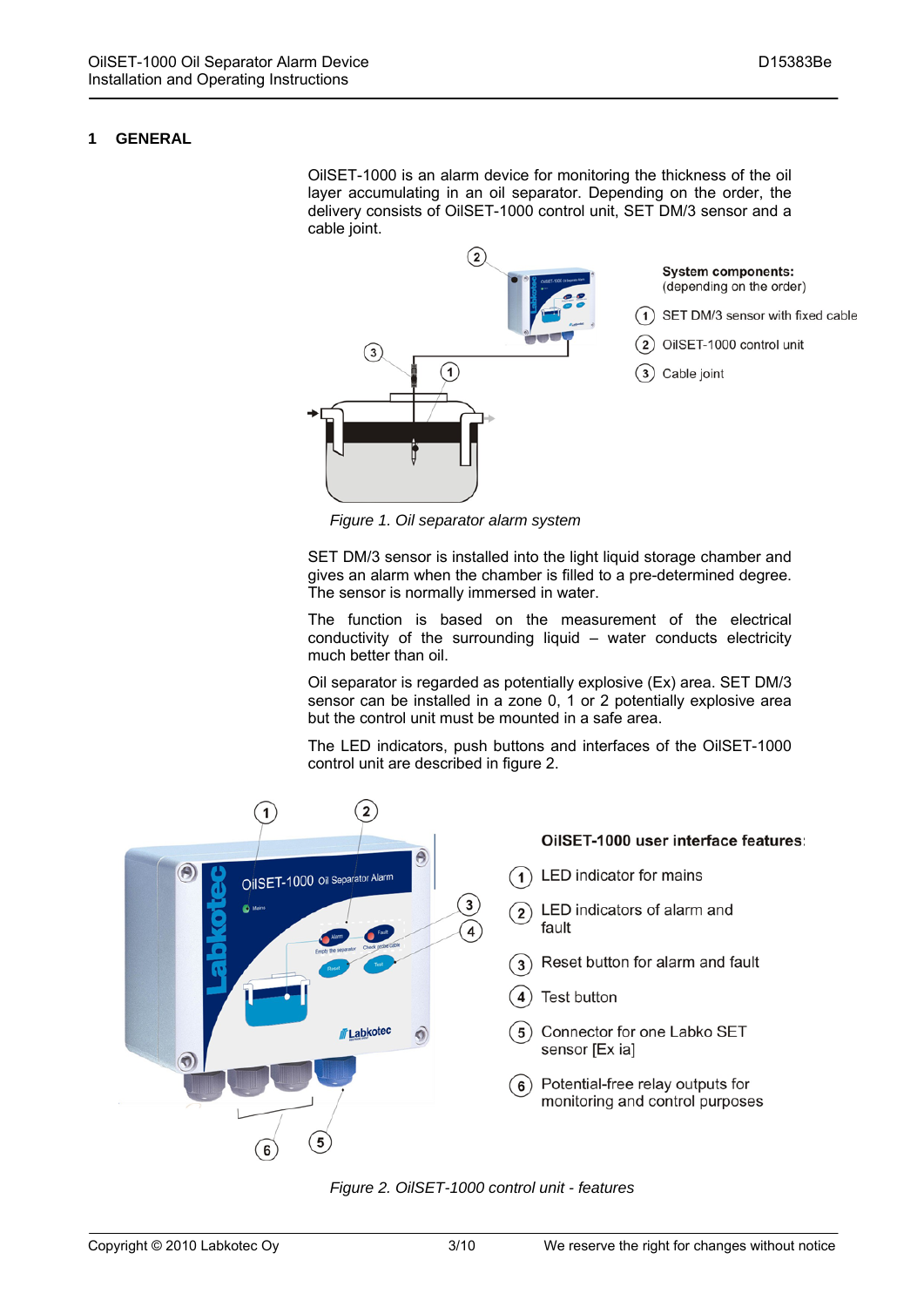# 1 GENERAL

OilSET-1000 is an alarm device for monitoring the thickness of the oil layer accumulating in an oil separator. Depending on the order, the delivery consists of OilSET-1000 control unit, SET DM/3 sensor and a cable joint.

**System components:**
(depending on the order)

1. SET DM/3 sensor with fixed cable
2. OilSET-1000 control unit
3. Cable joint

*Figure 1. Oil separator alarm system*

SET DM/3 sensor is installed into the light liquid storage chamber and gives an alarm when the chamber is filled to a pre-determined degree. The sensor is normally immersed in water.

The function is based on the measurement of the electrical conductivity of the surrounding liquid – water conducts electricity much better than oil.

Oil separator is regarded as potentially explosive (Ex) area. SET DM/3 sensor can be installed in a zone 0, 1 or 2 potentially explosive area but the control unit must be mounted in a safe area.

The LED indicators, push buttons and interfaces of the OilSET-1000 control unit are described in figure 2.

**OilSET-1000 user interface features:**

1. LED indicator for mains
2. LED indicators of alarm and fault
3. Reset button for alarm and fault
4. Test button
5. Connector for one Labko SET sensor [Ex ia]
6. Potential-free relay outputs for monitoring and control purposes

*Figure 2. OilSET-1000 control unit - features*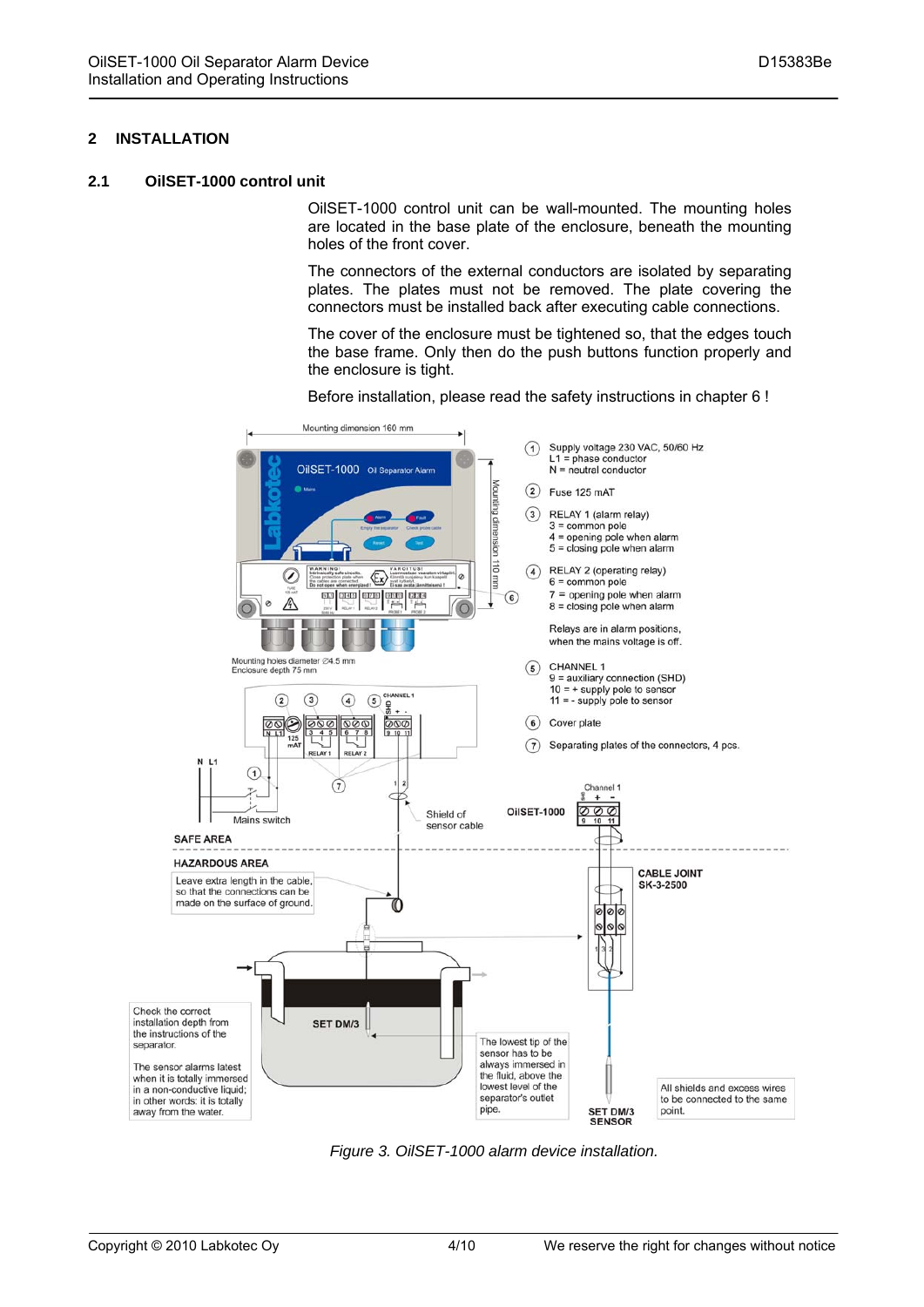## 2 INSTALLATION

### 2.1 OilSET-1000 control unit

OilSET-1000 control unit can be wall-mounted. The mounting holes are located in the base plate of the enclosure, beneath the mounting holes of the front cover.

The connectors of the external conductors are isolated by separating plates. The plates must not be removed. The plate covering the connectors must be installed back after executing cable connections.

The cover of the enclosure must be tightened so, that the edges touch the base frame. Only then do the push buttons function properly and the enclosure is tight.

Before installation, please read the safety instructions in chapter 6 !

Mounting dimension 160 mm

Mounting dimension 110 mm

Mounting holes diameter ∅4.5 mm
Enclosure depth 75 mm

1. Supply voltage 230 VAC, 50/60 Hz
   L1 = phase conductor
   N = neutral conductor
2. Fuse 125 mAT
3. RELAY 1 (alarm relay)
   3 = common pole
   4 = opening pole when alarm
   5 = closing pole when alarm
4. RELAY 2 (operating relay)
   6 = common pole
   7 = opening pole when alarm
   8 = closing pole when alarm

   Relays are in alarm positions, when the mains voltage is off.
5. CHANNEL 1
   9 = auxiliary connection (SHD)
   10 = + supply pole to sensor
   11 = - supply pole to sensor
6. Cover plate
7. Separating plates of the connectors, 4 pcs.

Mains switch

Shield of sensor cable

OilSET-1000

Channel 1

SAFE AREA

HAZARDOUS AREA

Leave extra length in the cable, so that the connections can be made on the surface of ground.

CABLE JOINT SK-3-2500

SET DM/3

Check the correct installation depth from the instructions of the separator.

The sensor alarms latest when it is totally immersed in a non-conductive liquid; in other words: it is totally away from the water.

The lowest tip of the sensor has to be always immersed in the fluid, above the lowest level of the separator's outlet pipe.

SET DM/3 SENSOR

All shields and excess wires to be connected to the same point.

*Figure 3. OilSET-1000 alarm device installation.*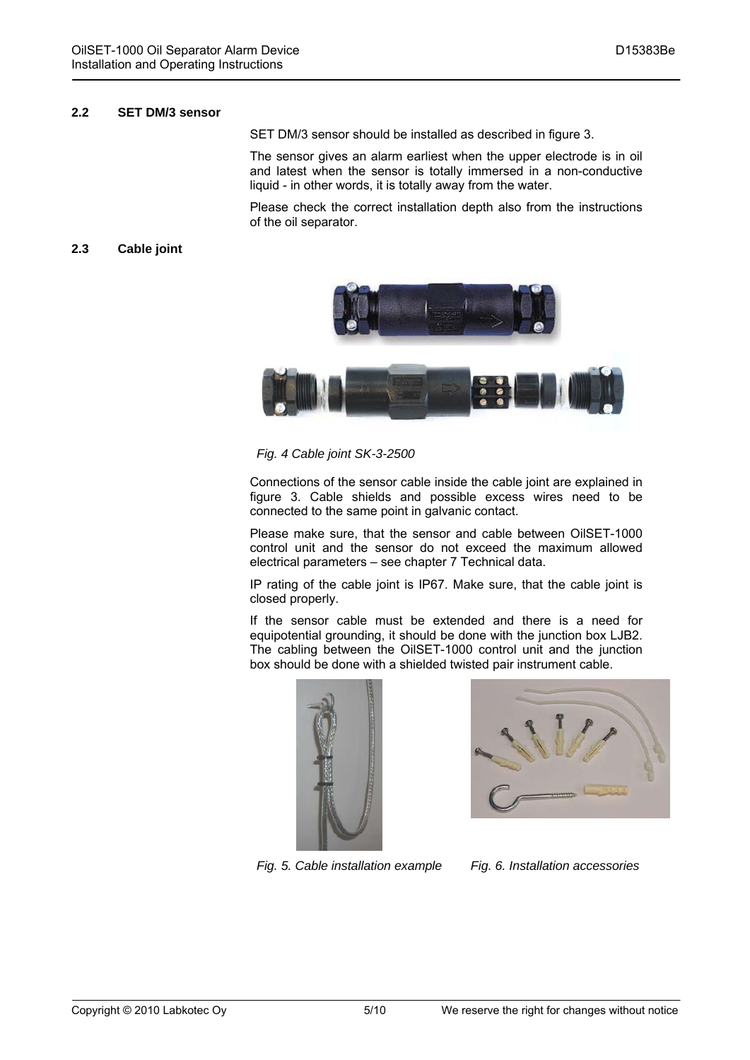## 2.2 SET DM/3 sensor

SET DM/3 sensor should be installed as described in figure 3.

The sensor gives an alarm earliest when the upper electrode is in oil and latest when the sensor is totally immersed in a non-conductive liquid - in other words, it is totally away from the water.

Please check the correct installation depth also from the instructions of the oil separator.

## 2.3 Cable joint

*Fig. 4 Cable joint SK-3-2500*

Connections of the sensor cable inside the cable joint are explained in figure 3. Cable shields and possible excess wires need to be connected to the same point in galvanic contact.

Please make sure, that the sensor and cable between OilSET-1000 control unit and the sensor do not exceed the maximum allowed electrical parameters – see chapter 7 Technical data.

IP rating of the cable joint is IP67. Make sure, that the cable joint is closed properly.

If the sensor cable must be extended and there is a need for equipotential grounding, it should be done with the junction box LJB2. The cabling between the OilSET-1000 control unit and the junction box should be done with a shielded twisted pair instrument cable.

*Fig. 5. Cable installation example*

*Fig. 6. Installation accessories*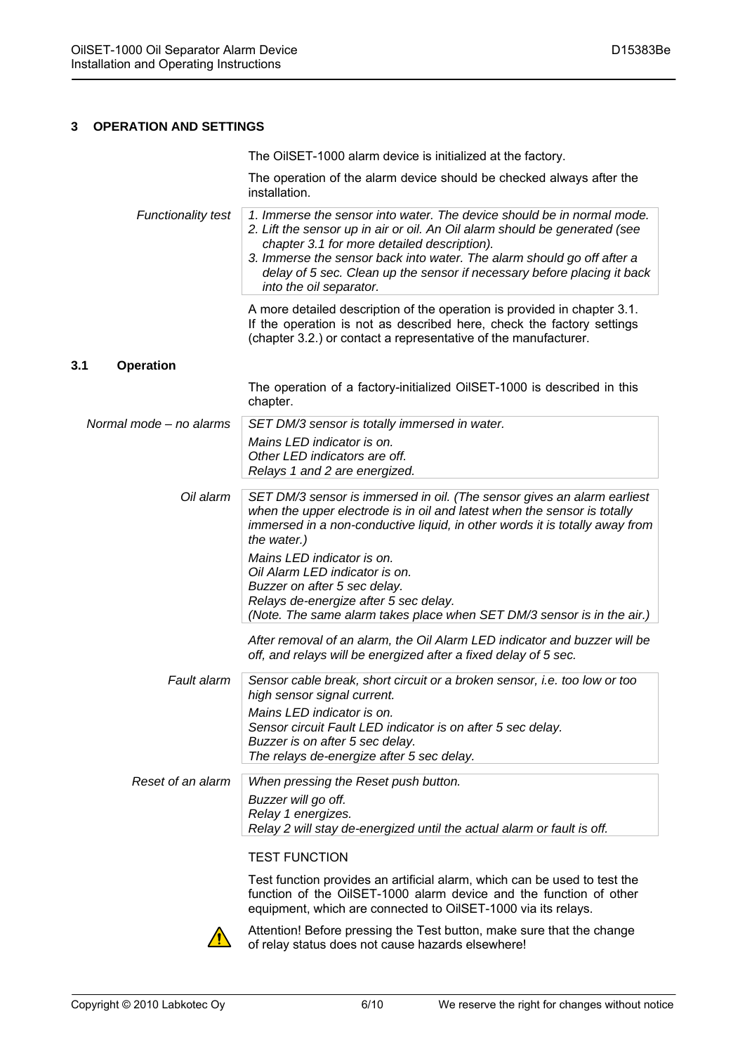# 3 OPERATION AND SETTINGS

The OilSET-1000 alarm device is initialized at the factory.

The operation of the alarm device should be checked always after the installation.

*Functionality test*

1. *Immerse the sensor into water. The device should be in normal mode.*
2. *Lift the sensor up in air or oil. An Oil alarm should be generated (see chapter 3.1 for more detailed description).*
3. *Immerse the sensor back into water. The alarm should go off after a delay of 5 sec. Clean up the sensor if necessary before placing it back into the oil separator.*

A more detailed description of the operation is provided in chapter 3.1. If the operation is not as described here, check the factory settings (chapter 3.2.) or contact a representative of the manufacturer.

## 3.1 Operation

The operation of a factory-initialized OilSET-1000 is described in this chapter.

*Normal mode – no alarms*

*SET DM/3 sensor is totally immersed in water.*

*Mains LED indicator is on.*
*Other LED indicators are off.*
*Relays 1 and 2 are energized.*

*Oil alarm*

*SET DM/3 sensor is immersed in oil. (The sensor gives an alarm earliest when the upper electrode is in oil and latest when the sensor is totally immersed in a non-conductive liquid, in other words it is totally away from the water.)*

*Mains LED indicator is on.*
*Oil Alarm LED indicator is on.*
*Buzzer on after 5 sec delay.*
*Relays de-energize after 5 sec delay.*
*(Note. The same alarm takes place when SET DM/3 sensor is in the air.)*

*After removal of an alarm, the Oil Alarm LED indicator and buzzer will be off, and relays will be energized after a fixed delay of 5 sec.*

*Fault alarm*

*Sensor cable break, short circuit or a broken sensor, i.e. too low or too high sensor signal current.*

*Mains LED indicator is on.*
*Sensor circuit Fault LED indicator is on after 5 sec delay.*
*Buzzer is on after 5 sec delay.*
*The relays de-energize after 5 sec delay.*

*Reset of an alarm*

*When pressing the Reset push button.*

*Buzzer will go off.*
*Relay 1 energizes.*
*Relay 2 will stay de-energized until the actual alarm or fault is off.*

TEST FUNCTION

Test function provides an artificial alarm, which can be used to test the function of the OilSET-1000 alarm device and the function of other equipment, which are connected to OilSET-1000 via its relays.

⚠ Attention! Before pressing the Test button, make sure that the change of relay status does not cause hazards elsewhere!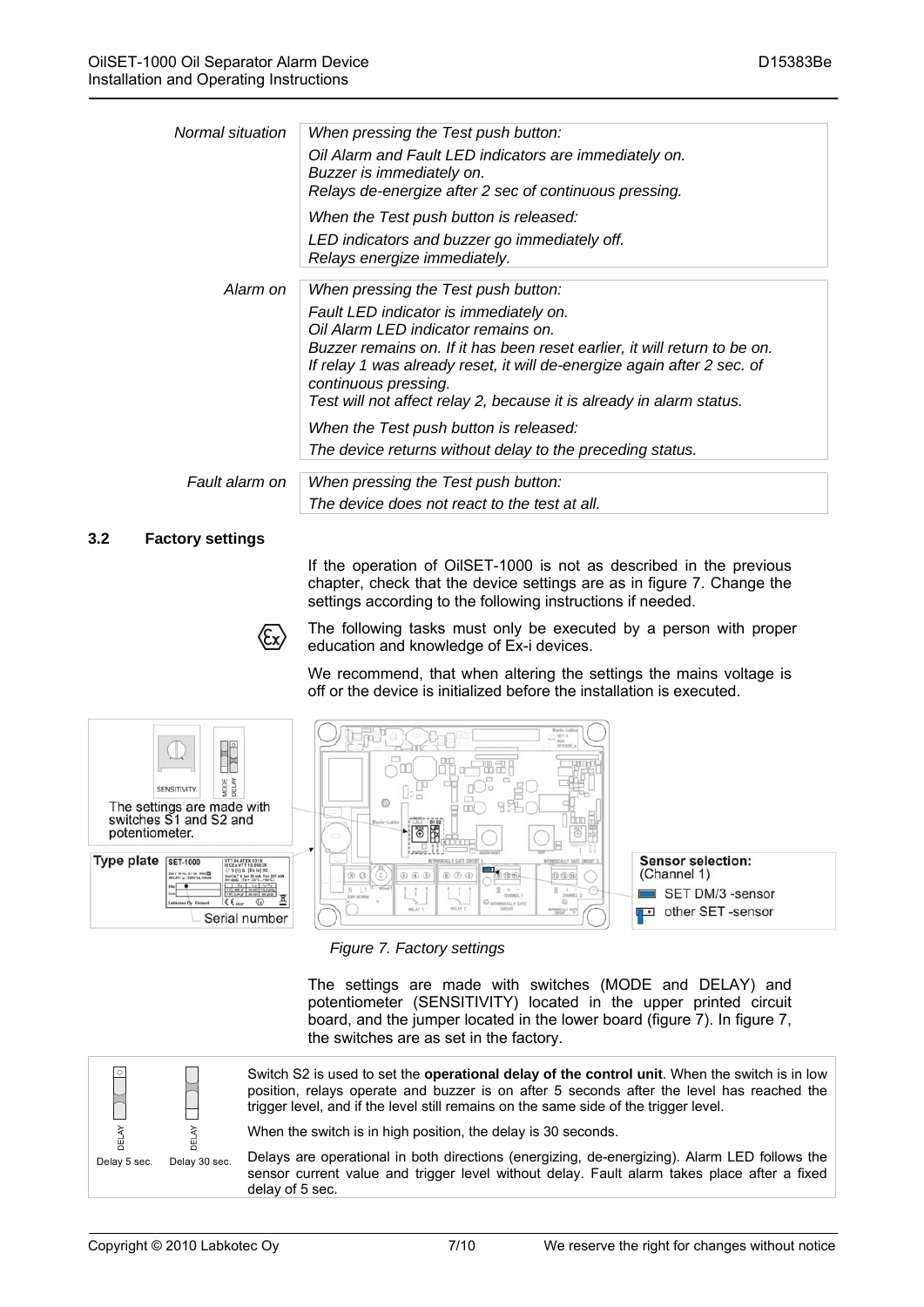| | |
|---|---|
| *Normal situation* | *When pressing the Test push button:*<br>*Oil Alarm and Fault LED indicators are immediately on.*<br>*Buzzer is immediately on.*<br>*Relays de-energize after 2 sec of continuous pressing.*<br>*When the Test push button is released:*<br>*LED indicators and buzzer go immediately off.*<br>*Relays energize immediately.* |
| *Alarm on* | *When pressing the Test push button:*<br>*Fault LED indicator is immediately on.*<br>*Oil Alarm LED indicator remains on.*<br>*Buzzer remains on. If it has been reset earlier, it will return to be on.*<br>*If relay 1 was already reset, it will de-energize again after 2 sec. of continuous pressing.*<br>*Test will not affect relay 2, because it is already in alarm status.*<br>*When the Test push button is released:*<br>*The device returns without delay to the preceding status.* |
| *Fault alarm on* | *When pressing the Test push button:*<br>*The device does not react to the test at all.* |

## 3.2 Factory settings

If the operation of OilSET-1000 is not as described in the previous chapter, check that the device settings are as in figure 7. Change the settings according to the following instructions if needed.

The following tasks must only be executed by a person with proper education and knowledge of Ex-i devices.

We recommend, that when altering the settings the mains voltage is off or the device is initialized before the installation is executed.

The settings are made with switches S1 and S2 and potentiometer.

Type plate

Serial number

**Sensor selection:** (Channel 1)
- SET DM/3 -sensor
- other SET -sensor

*Figure 7. Factory settings*

The settings are made with switches (MODE and DELAY) and potentiometer (SENSITIVITY) located in the upper printed circuit board, and the jumper located in the lower board (figure 7). In figure 7, the switches are as set in the factory.

| | |
|---|---|
| Delay 5 sec. / Delay 30 sec. | Switch S2 is used to set the **operational delay of the control unit**. When the switch is in low position, relays operate and buzzer is on after 5 seconds after the level has reached the trigger level, and if the level still remains on the same side of the trigger level.<br>When the switch is in high position, the delay is 30 seconds.<br>Delays are operational in both directions (energizing, de-energizing). Alarm LED follows the sensor current value and trigger level without delay. Fault alarm takes place after a fixed delay of 5 sec. |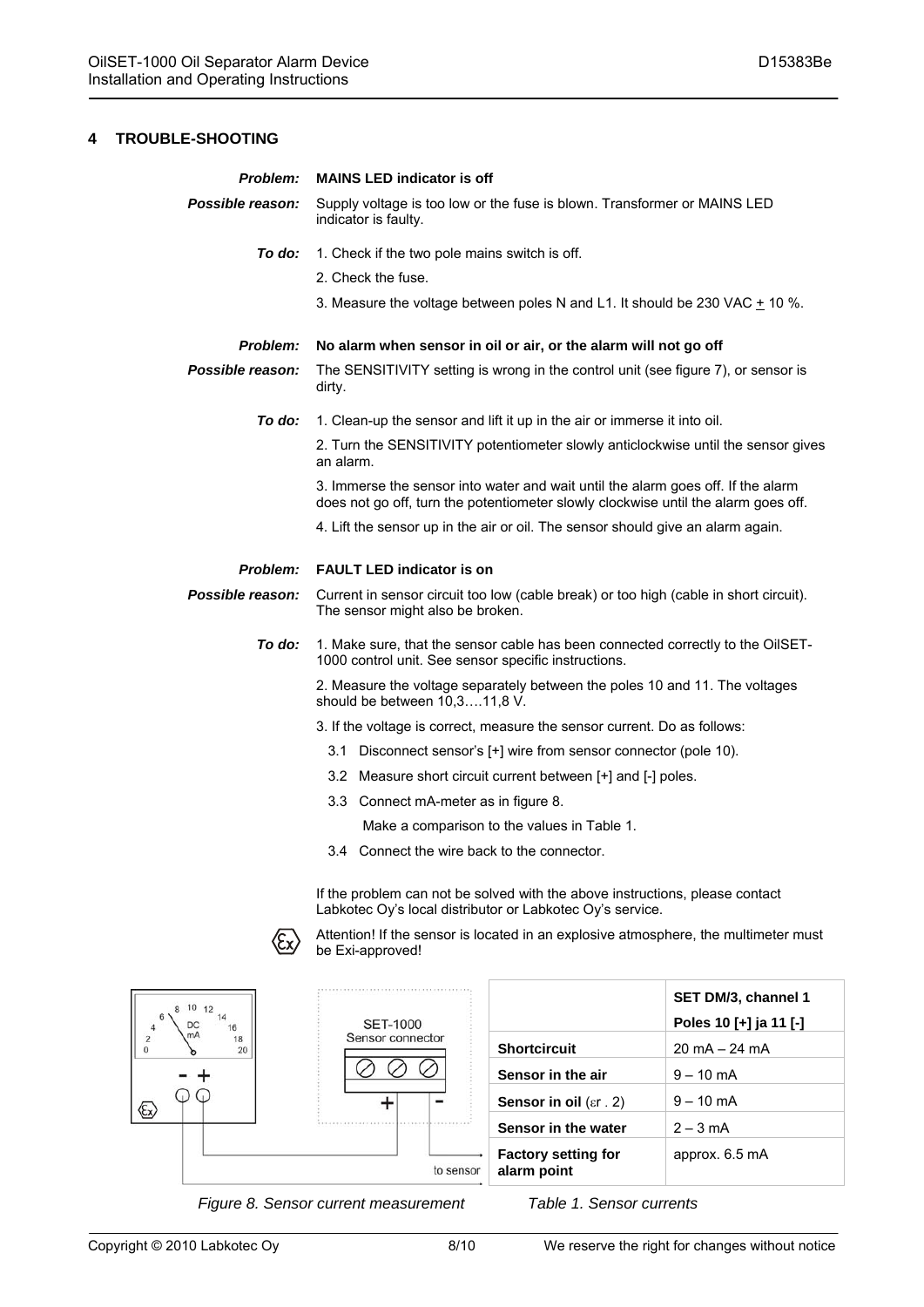# 4 TROUBLE-SHOOTING

***Problem:*** **MAINS LED indicator is off**

***Possible reason:*** Supply voltage is too low or the fuse is blown. Transformer or MAINS LED indicator is faulty.

***To do:***

1. Check if the two pole mains switch is off.
2. Check the fuse.
3. Measure the voltage between poles N and L1. It should be 230 VAC ± 10 %.

***Problem:*** **No alarm when sensor in oil or air, or the alarm will not go off**

***Possible reason:*** The SENSITIVITY setting is wrong in the control unit (see figure 7), or sensor is dirty.

***To do:***

1. Clean-up the sensor and lift it up in the air or immerse it into oil.
2. Turn the SENSITIVITY potentiometer slowly anticlockwise until the sensor gives an alarm.
3. Immerse the sensor into water and wait until the alarm goes off. If the alarm does not go off, turn the potentiometer slowly clockwise until the alarm goes off.
4. Lift the sensor up in the air or oil. The sensor should give an alarm again.

***Problem:*** **FAULT LED indicator is on**

***Possible reason:*** Current in sensor circuit too low (cable break) or too high (cable in short circuit). The sensor might also be broken.

***To do:***

1. Make sure, that the sensor cable has been connected correctly to the OilSET-1000 control unit. See sensor specific instructions.
2. Measure the voltage separately between the poles 10 and 11. The voltages should be between 10,3….11,8 V.
3. If the voltage is correct, measure the sensor current. Do as follows:
   - 3.1 Disconnect sensor's [+] wire from sensor connector (pole 10).
   - 3.2 Measure short circuit current between [+] and [-] poles.
   - 3.3 Connect mA-meter as in figure 8.

     Make a comparison to the values in Table 1.
   - 3.4 Connect the wire back to the connector.

If the problem can not be solved with the above instructions, please contact Labkotec Oy's local distributor or Labkotec Oy's service.

Attention! If the sensor is located in an explosive atmosphere, the multimeter must be Exi-approved!

*Figure 8. Sensor current measurement*

| | SET DM/3, channel 1<br>Poles 10 [+] ja 11 [-] |
|---|---|
| **Shortcircuit** | 20 mA – 24 mA |
| **Sensor in the air** | 9 – 10 mA |
| **Sensor in oil** ($\varepsilon r$ . 2) | 9 – 10 mA |
| **Sensor in the water** | 2 – 3 mA |
| **Factory setting for alarm point** | approx. 6.5 mA |

*Table 1. Sensor currents*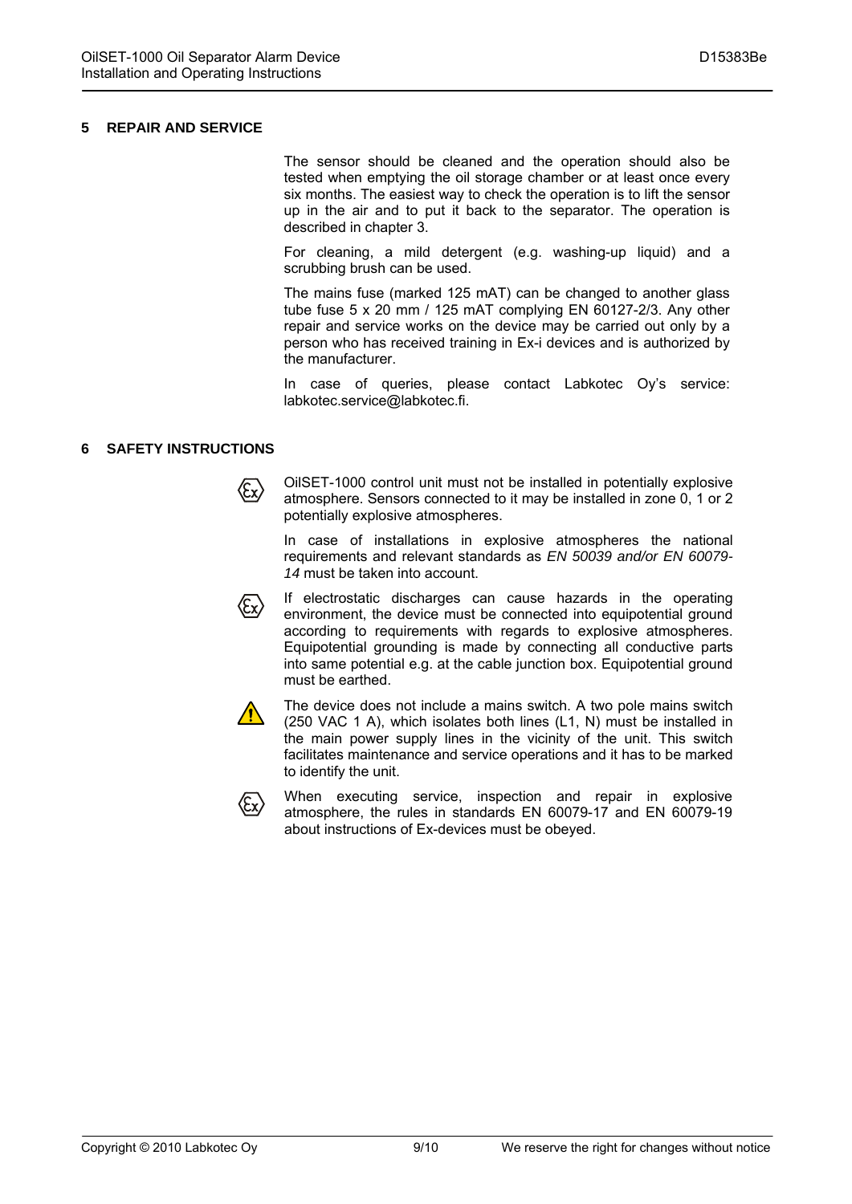## 5 REPAIR AND SERVICE

The sensor should be cleaned and the operation should also be tested when emptying the oil storage chamber or at least once every six months. The easiest way to check the operation is to lift the sensor up in the air and to put it back to the separator. The operation is described in chapter 3.

For cleaning, a mild detergent (e.g. washing-up liquid) and a scrubbing brush can be used.

The mains fuse (marked 125 mAT) can be changed to another glass tube fuse 5 x 20 mm / 125 mAT complying EN 60127-2/3. Any other repair and service works on the device may be carried out only by a person who has received training in Ex-i devices and is authorized by the manufacturer.

In case of queries, please contact Labkotec Oy's service: labkotec.service@labkotec.fi.

## 6 SAFETY INSTRUCTIONS

OilSET-1000 control unit must not be installed in potentially explosive atmosphere. Sensors connected to it may be installed in zone 0, 1 or 2 potentially explosive atmospheres.

In case of installations in explosive atmospheres the national requirements and relevant standards as *EN 50039 and/or EN 60079-14* must be taken into account.

If electrostatic discharges can cause hazards in the operating environment, the device must be connected into equipotential ground according to requirements with regards to explosive atmospheres. Equipotential grounding is made by connecting all conductive parts into same potential e.g. at the cable junction box. Equipotential ground must be earthed.

The device does not include a mains switch. A two pole mains switch (250 VAC 1 A), which isolates both lines (L1, N) must be installed in the vicinity of the unit. This switch facilitates maintenance and service operations and it has to be marked to identify the unit.

When executing service, inspection and repair in explosive atmosphere, the rules in standards EN 60079-17 and EN 60079-19 about instructions of Ex-devices must be obeyed.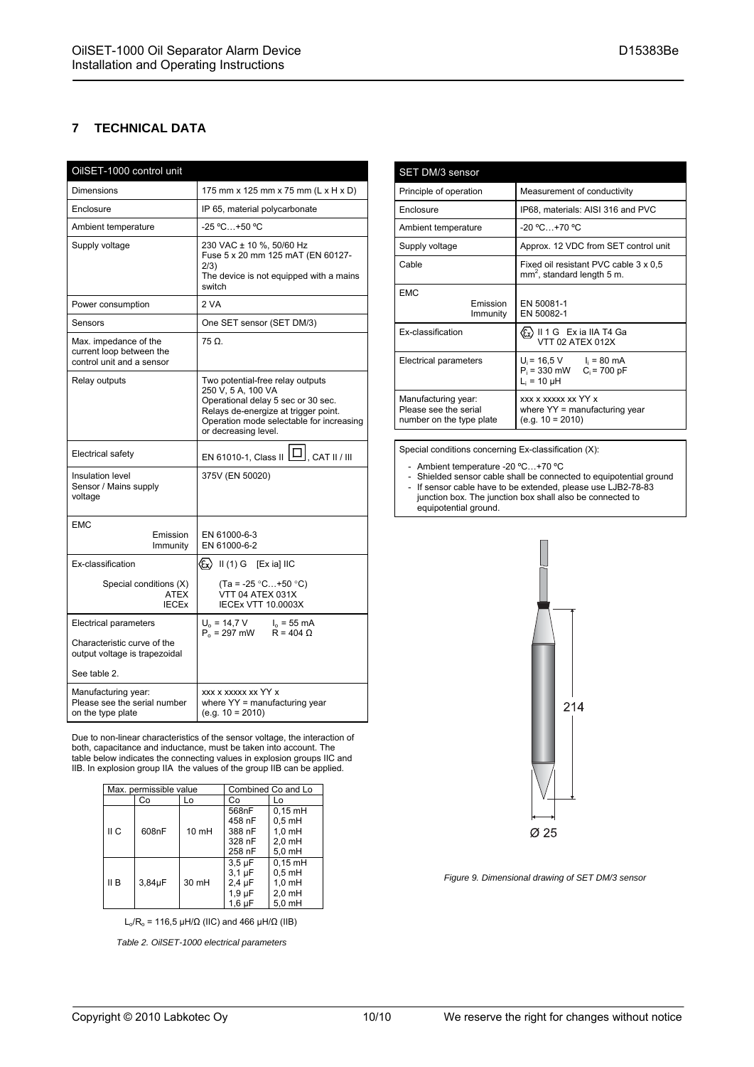## 7 TECHNICAL DATA

| OilSET-1000 control unit | |
|---|---|
| Dimensions | 175 mm x 125 mm x 75 mm (L x H x D) |
| Enclosure | IP 65, material polycarbonate |
| Ambient temperature | -25 ºC…+50 ºC |
| Supply voltage | 230 VAC ± 10 %, 50/60 Hz<br>Fuse 5 x 20 mm 125 mAT (EN 60127-2/3)<br>The device is not equipped with a mains switch |
| Power consumption | 2 VA |
| Sensors | One SET sensor (SET DM/3) |
| Max. impedance of the current loop between the control unit and a sensor | 75 Ω. |
| Relay outputs | Two potential-free relay outputs<br>250 V, 5 A, 100 VA<br>Operational delay 5 sec or 30 sec.<br>Relays de-energize at trigger point.<br>Operation mode selectable for increasing or decreasing level. |
| Electrical safety | EN 61010-1, Class II ☐, CAT II / III |
| Insulation level<br>Sensor / Mains supply voltage | 375V (EN 50020) |
| EMC<br>Emission<br>Immunity | <br>EN 61000-6-3<br>EN 61000-6-2 |
| Ex-classification<br><br>Special conditions (X)<br>ATEX<br>IECEx | II (1) G [Ex ia] IIC<br><br>(Ta = -25 °C…+50 °C)<br>VTT 04 ATEX 031X<br>IECEx VTT 10.0003X |
| Electrical parameters<br><br>Characteristic curve of the output voltage is trapezoidal<br><br>See table 2. | $U_o$ = 14,7 V  $I_o$ = 55 mA<br>$P_o$ = 297 mW  R = 404 Ω |
| Manufacturing year:<br>Please see the serial number on the type plate | xxx x xxxxx xx YY x<br>where YY = manufacturing year<br>(e.g. 10 = 2010) |

Due to non-linear characteristics of the sensor voltage, the interaction of both, capacitance and inductance, must be taken into account. The table below indicates the connecting values in explosion groups IIC and IIB. In explosion group IIA the values of the group IIB can be applied.

| Max. permissible value | | | Combined Co and Lo | |
|---|---|---|---|---|
| | Co | Lo | Co | Lo |
| II C | 608nF | 10 mH | 568nF<br>458 nF<br>388 nF<br>328 nF<br>258 nF | 0,15 mH<br>0,5 mH<br>1,0 mH<br>2,0 mH<br>5,0 mH |
| II B | 3,84µF | 30 mH | 3,5 µF<br>3,1 µF<br>2,4 µF<br>1,9 µF<br>1,6 µF | 0,15 mH<br>0,5 mH<br>1,0 mH<br>2,0 mH<br>5,0 mH |

$L_o/R_o$ = 116,5 µH/Ω (IIC) and 466 µH/Ω (IIB)

*Table 2. OilSET-1000 electrical parameters*

| SET DM/3 sensor | |
|---|---|
| Principle of operation | Measurement of conductivity |
| Enclosure | IP68, materials: AISI 316 and PVC |
| Ambient temperature | -20 ºC…+70 ºC |
| Supply voltage | Approx. 12 VDC from SET control unit |
| Cable | Fixed oil resistant PVC cable 3 x 0,5 mm², standard length 5 m. |
| EMC<br>Emission<br>Immunity | <br>EN 50081-1<br>EN 50082-1 |
| Ex-classification | II 1 G Ex ia IIA T4 Ga<br>VTT 02 ATEX 012X |
| Electrical parameters | $U_i$ = 16,5 V  $I_i$ = 80 mA<br>$P_i$ = 330 mW  $C_i$ = 700 pF<br>$L_i$ = 10 µH |
| Manufacturing year:<br>Please see the serial number on the type plate | xxx x xxxxx xx YY x<br>where YY = manufacturing year<br>(e.g. 10 = 2010) |

Special conditions concerning Ex-classification (X):

- Ambient temperature -20 ºC…+70 ºC
- Shielded sensor cable shall be connected to equipotential ground
- If sensor cable have to be extended, please use LJB2-78-83 junction box. The junction box shall also be connected to equipotential ground.

214

Ø 25

*Figure 9. Dimensional drawing of SET DM/3 sensor*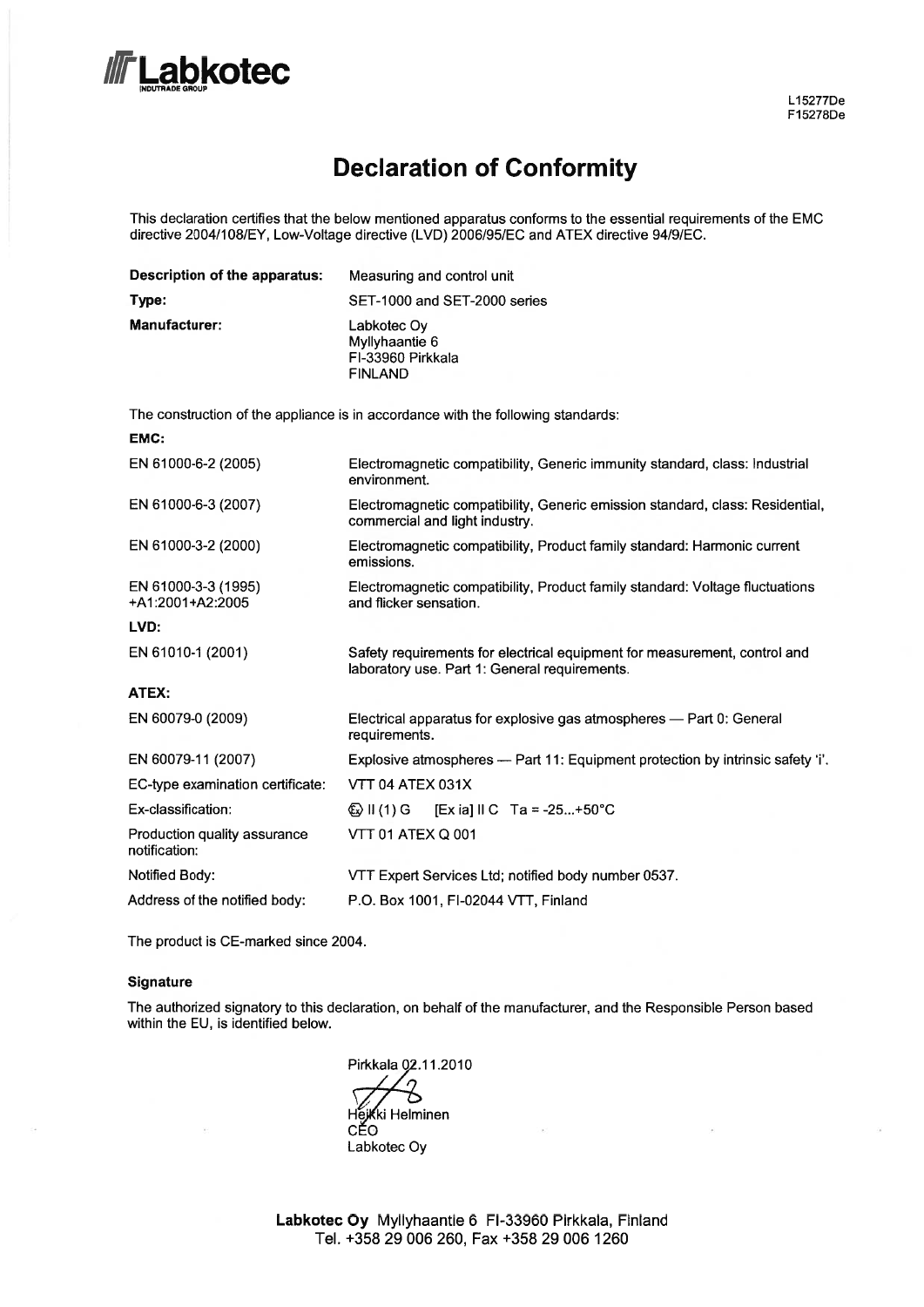Labkotec
INDUTRADE GROUP

L15277De
F15278De

# Declaration of Conformity

This declaration certifies that the below mentioned apparatus conforms to the essential requirements of the EMC directive 2004/108/EY, Low-Voltage directive (LVD) 2006/95/EC and ATEX directive 94/9/EC.

| | |
|---|---|
| **Description of the apparatus:** | Measuring and control unit |
| **Type:** | SET-1000 and SET-2000 series |
| **Manufacturer:** | Labkotec Oy<br>Myllyhaantie 6<br>FI-33960 Pirkkala<br>FINLAND |

The construction of the appliance is in accordance with the following standards:

| | |
|---|---|
| **EMC:** | |
| EN 61000-6-2 (2005) | Electromagnetic compatibility, Generic immunity standard, class: Industrial environment. |
| EN 61000-6-3 (2007) | Electromagnetic compatibility, Generic emission standard, class: Residential, commercial and light industry. |
| EN 61000-3-2 (2000) | Electromagnetic compatibility, Product family standard: Harmonic current emissions. |
| EN 61000-3-3 (1995) +A1:2001+A2:2005 | Electromagnetic compatibility, Product family standard: Voltage fluctuations and flicker sensation. |
| **LVD:** | |
| EN 61010-1 (2001) | Safety requirements for electrical equipment for measurement, control and laboratory use. Part 1: General requirements. |
| **ATEX:** | |
| EN 60079-0 (2009) | Electrical apparatus for explosive gas atmospheres — Part 0: General requirements. |
| EN 60079-11 (2007) | Explosive atmospheres — Part 11: Equipment protection by intrinsic safety 'i'. |
| EC-type examination certificate: | VTT 04 ATEX 031X |
| Ex-classification: | Ex II (1) G [Ex ia] II C Ta = -25...+50°C |
| Production quality assurance notification: | VTT 01 ATEX Q 001 |
| Notified Body: | VTT Expert Services Ltd; notified body number 0537. |
| Address of the notified body: | P.O. Box 1001, FI-02044 VTT, Finland |

The product is CE-marked since 2004.

**Signature**

The authorized signatory to this declaration, on behalf of the manufacturer, and the Responsible Person based within the EU, is identified below.

Pirkkala 02.11.2010

Heikki Helminen
CEO
Labkotec Oy

**Labkotec Oy** Myllyhaantie 6 FI-33960 Pirkkala, Finland
Tel. +358 29 006 260, Fax +358 29 006 1260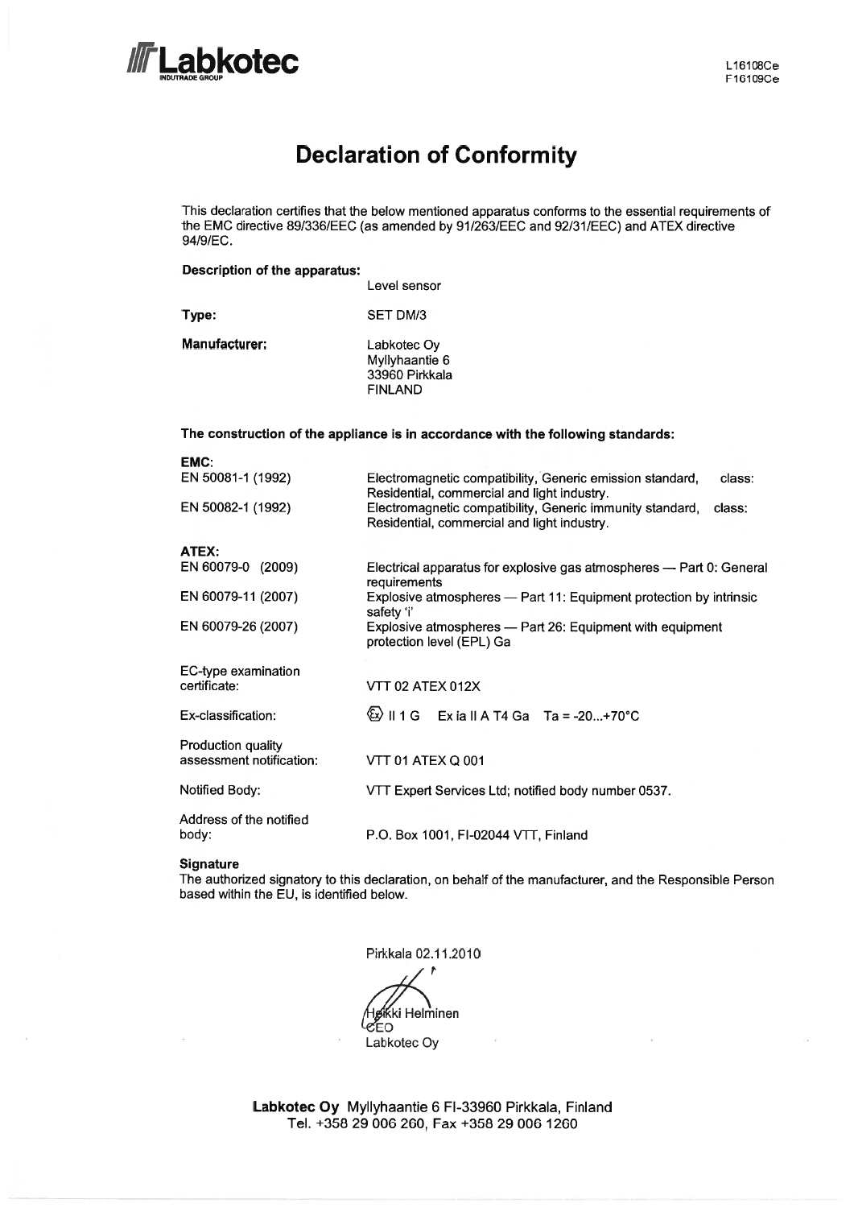Labkotec
INDUTRADE GROUP

L16108Ce
F16109Ce

# Declaration of Conformity

This declaration certifies that the below mentioned apparatus conforms to the essential requirements of the EMC directive 89/336/EEC (as amended by 91/263/EEC and 92/31/EEC) and ATEX directive 94/9/EC.

**Description of the apparatus:** Level sensor

**Type:** SET DM/3

**Manufacturer:** Labkotec Oy
Myllyhaantie 6
33960 Pirkkala
FINLAND

**The construction of the appliance is in accordance with the following standards:**

| | |
|---|---|
| **EMC:** | |
| EN 50081-1 (1992) | Electromagnetic compatibility, Generic emission standard, class: Residential, commercial and light industry. |
| EN 50082-1 (1992) | Electromagnetic compatibility, Generic immunity standard, class: Residential, commercial and light industry. |
| **ATEX:** | |
| EN 60079-0 (2009) | Electrical apparatus for explosive gas atmospheres — Part 0: General requirements |
| EN 60079-11 (2007) | Explosive atmospheres — Part 11: Equipment protection by intrinsic safety 'i' |
| EN 60079-26 (2007) | Explosive atmospheres — Part 26: Equipment with equipment protection level (EPL) Ga |
| EC-type examination certificate: | VTT 02 ATEX 012X |
| Ex-classification: | Ex II 1 G Ex ia II A T4 Ga Ta = -20...+70°C |
| Production quality assessment notification: | VTT 01 ATEX Q 001 |
| Notified Body: | VTT Expert Services Ltd; notified body number 0537. |
| Address of the notified body: | P.O. Box 1001, FI-02044 VTT, Finland |

**Signature**

The authorized signatory to this declaration, on behalf of the manufacturer, and the Responsible Person based within the EU, is identified below.

Pirkkala 02.11.2010

Heikki Helminen
CEO
Labkotec Oy

**Labkotec Oy** Myllyhaantie 6 FI-33960 Pirkkala, Finland
Tel. +358 29 006 260, Fax +358 29 006 1260